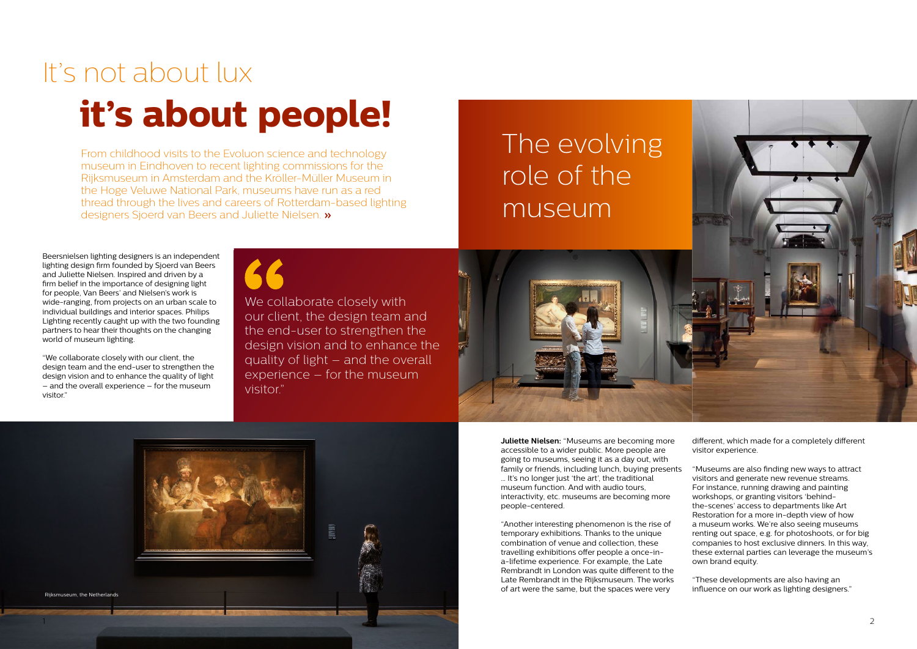# It's not about lux

# it's about people!

From childhood visits to the Evoluon science and technology museum in Eindhoven to recent lighting commissions for the Rijksmuseum in Amsterdam and the Kröller-Müller Museum in the Hoge Veluwe National Park, museums have run as a red thread through the lives and careers of Rotterdam-based lighting designers Sjoerd van Beers and Juliette Nielsen. »

Beersnielsen lighting designers is an independent lighting design firm founded by Sjoerd van Beers and Juliette Nielsen. Inspired and driven by a firm belief in the importance of designing light for people, Van Beers' and Nielsen's work is wide-ranging, from projects on an urban scale to individual buildings and interior spaces. Philips Lighting recently caught up with the two founding partners to hear their thoughts on the changing world of museum lighting.

"We collaborate closely with our client, the design team and the end-user to strengthen the design vision and to enhance the quality of light – and the overall experience – for the museum visitor."

> "We collaborate closely with our client, the design team and the end-user to strengthen the design vision and to enhance the quality of light – and the overall experience – for the museum visitor."

Rijksmuseum, the Netherlands

## The evolving role of the museum

**Juliette Nielsen:** "Museums are becoming more accessible to a wider public. More people are going to museums, seeing it as a day out, with family or friends, including lunch, buying presents ... It's no longer just 'the art', the traditional museum function. And with audio tours, interactivity, etc. museums are becoming more people-centered.

"Another interesting phenomenon is the rise of temporary exhibitions. Thanks to the unique combination of venue and collection, these travelling exhibitions offer people a once-in-a-lifetime experience. For example, the Late Rembrandt in London was quite different to the Late Rembrandt in the Rijksmuseum. The works of art were the same, but the spaces were very different, which made for a completely different visitor experience.

"Museums are also finding new ways to attract visitors and generate new revenue streams. For instance, running drawing and painting workshops, or granting visitors 'behind-the-scenes' access to departments like Art Restoration for a more in-depth view of how a museum works. We're also seeing museums renting out space, e.g. for photoshoots, or for big companies to host exclusive dinners. In this way, these external parties can leverage the museum's own brand equity.

"These developments are also having an influence on our work as lighting designers."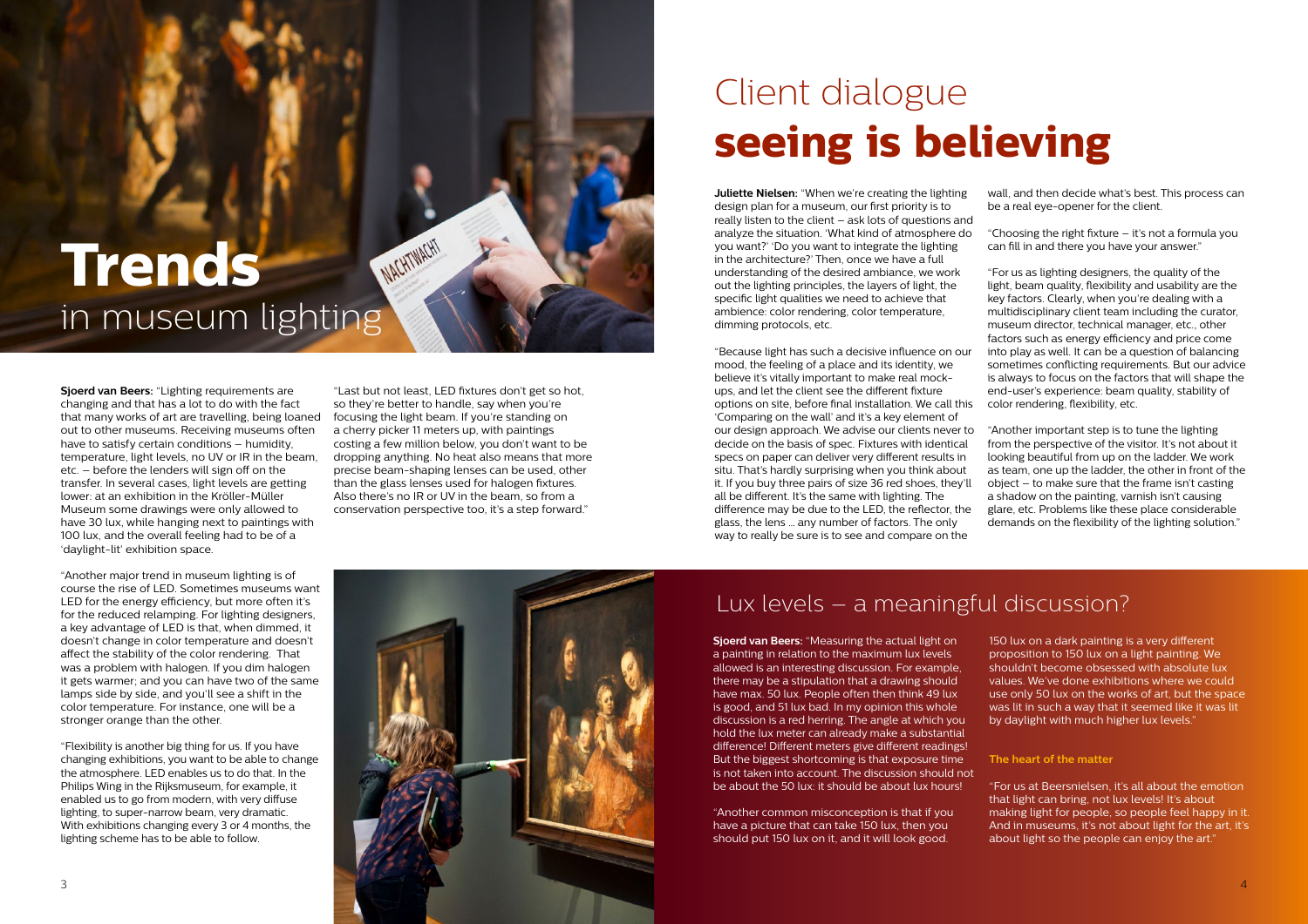# Trends in museum lighting

**Sjoerd van Beers:** "Lighting requirements are changing and that has a lot to do with the fact that many works of art are travelling, being loaned out to other museums. Receiving museums often have to satisfy certain conditions – humidity, temperature, light levels, no UV or IR in the beam, etc. – before the lenders will sign off on the transfer. In several cases, light levels are getting lower: at an exhibition in the Kröller-Müller Museum some drawings were only allowed to have 30 lux, while hanging next to paintings with 100 lux, and the overall feeling had to be of a 'daylight-lit' exhibition space.

"Another major trend in museum lighting is of course the rise of LED. Sometimes museums want LED for the energy efficiency, but more often it's for the reduced relamping. For lighting designers, a key advantage of LED is that, when dimmed, it doesn't change in color temperature and doesn't affect the stability of the color rendering. That was a problem with halogen. If you dim halogen it gets warmer; and you can have two of the same lamps side by side, and you'll see a shift in the color temperature. For instance, one will be a stronger orange than the other.

"Flexibility is another big thing for us. If you have changing exhibitions, you want to be able to change the atmosphere. LED enables us to do that. In the Philips Wing in the Rijksmuseum, for example, it enabled us to go from modern, with very diffuse lighting, to super-narrow beam, very dramatic. With exhibitions changing every 3 or 4 months, the lighting scheme has to be able to follow.

"Last but not least, LED fixtures don't get so hot, so they're better to handle, say when you're focusing the light beam. If you're standing on a cherry picker 11 meters up, with paintings costing a few million below, you don't want to be dropping anything. No heat also means that more precise beam-shaping lenses can be used, other than the glass lenses used for halogen fixtures. Also there's no IR or UV in the beam, so from a conservation perspective too, it's a step forward."

# Client dialogue **seeing is believing**

**Juliette Nielsen:** "When we're creating the lighting design plan for a museum, our first priority is to really listen to the client – ask lots of questions and analyze the situation. 'What kind of atmosphere do you want?' 'Do you want to integrate the lighting in the architecture?' Then, once we have a full understanding of the desired ambiance, we work out the lighting principles, the layers of light, the specific light qualities we need to achieve that ambience: color rendering, color temperature, dimming protocols, etc.

"Because light has such a decisive influence on our mood, the feeling of a place and its identity, we believe it's vitally important to make real mock-ups, and let the client see the different fixture options on site, before final installation. We call this 'Comparing on the wall' and it's a key element of our design approach. We advise our clients never to decide on the basis of spec. Fixtures with identical specs on paper can deliver very different results in situ. That's hardly surprising when you think about it. If you buy three pairs of size 36 red shoes, they'll all be different. It's the same with lighting. The difference may be due to the LED, the reflector, the glass, the lens ... any number of factors. The only way to really be sure is to see and compare on the wall, and then decide what's best. This process can be a real eye-opener for the client.

"Choosing the right fixture – it's not a formula you can fill in and there you have your answer."

"For us as lighting designers, the quality of the light, beam quality, flexibility and usability are the key factors. Clearly, when you're dealing with a multidisciplinary client team including the curator, museum director, technical manager, etc., other factors such as energy efficiency and price come into play as well. It can be a question of balancing sometimes conflicting requirements. But our advice is always to focus on the factors that will shape the end-user's experience: beam quality, stability of color rendering, flexibility, etc.

"Another important step is to tune the lighting from the perspective of the visitor. It's not about it looking beautiful from up on the ladder. We work as team, one up the ladder, the other in front of the object – to make sure that the frame isn't casting a shadow on the painting, varnish isn't causing glare, etc. Problems like these place considerable demands on the flexibility of the lighting solution."

## Lux levels – a meaningful discussion?

**Sjoerd van Beers:** "Measuring the actual light on a painting in relation to the maximum lux levels allowed is an interesting discussion. For example, there may be a stipulation that a drawing should have max. 50 lux. People often then think 49 lux is good, and 51 lux bad. In my opinion this whole discussion is a red herring. The angle at which you hold the lux meter can already make a substantial difference! Different meters give different readings! But the biggest shortcoming is that exposure time is not taken into account. The discussion should not be about the 50 lux: it should be about lux hours!

"Another common misconception is that if you have a picture that can take 150 lux, then you should put 150 lux on it, and it will look good. 150 lux on a dark painting is a very different proposition to 150 lux on a light painting. We shouldn't become obsessed with absolute lux values. We've done exhibitions where we could use only 50 lux on the works of art, but the space was lit in such a way that it seemed like it was lit by daylight with much higher lux levels."

### The heart of the matter

"For us at Beersnielsen, it's all about the emotion that light can bring, not lux levels! It's about making light for people, so people feel happy in it. And in museums, it's not about light for the art, it's about light so the people can enjoy the art."